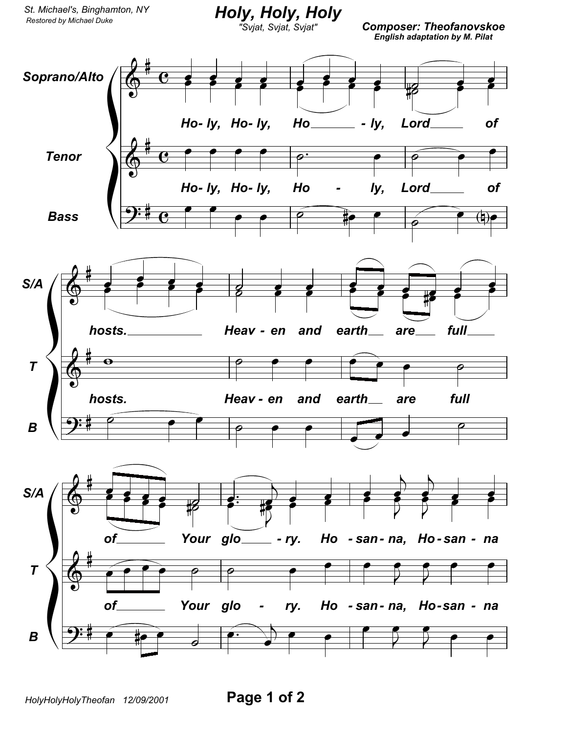St. Michael's, Binghamton, NY
Restored by Michael Duke

# Holy, Holy, Holy

"Svjat, Svjat, Svjat"

**Composer: Theofanovskoe**
**English adaptation by M. Pilat**

Soprano/Alto

Ho- ly, Ho- ly, Ho - ly, Lord of

Tenor

Ho- ly, Ho- ly, Ho - ly, Lord of

Bass

S/A

hosts. Heav - en and earth are full

T

hosts. Heav - en and earth are full

B

S/A

of Your glo - ry. Ho - san- na, Ho- san - na

T

of Your glo - ry. Ho - san- na, Ho- san - na

B

HolyHolyHolyTheofan 12/09/2001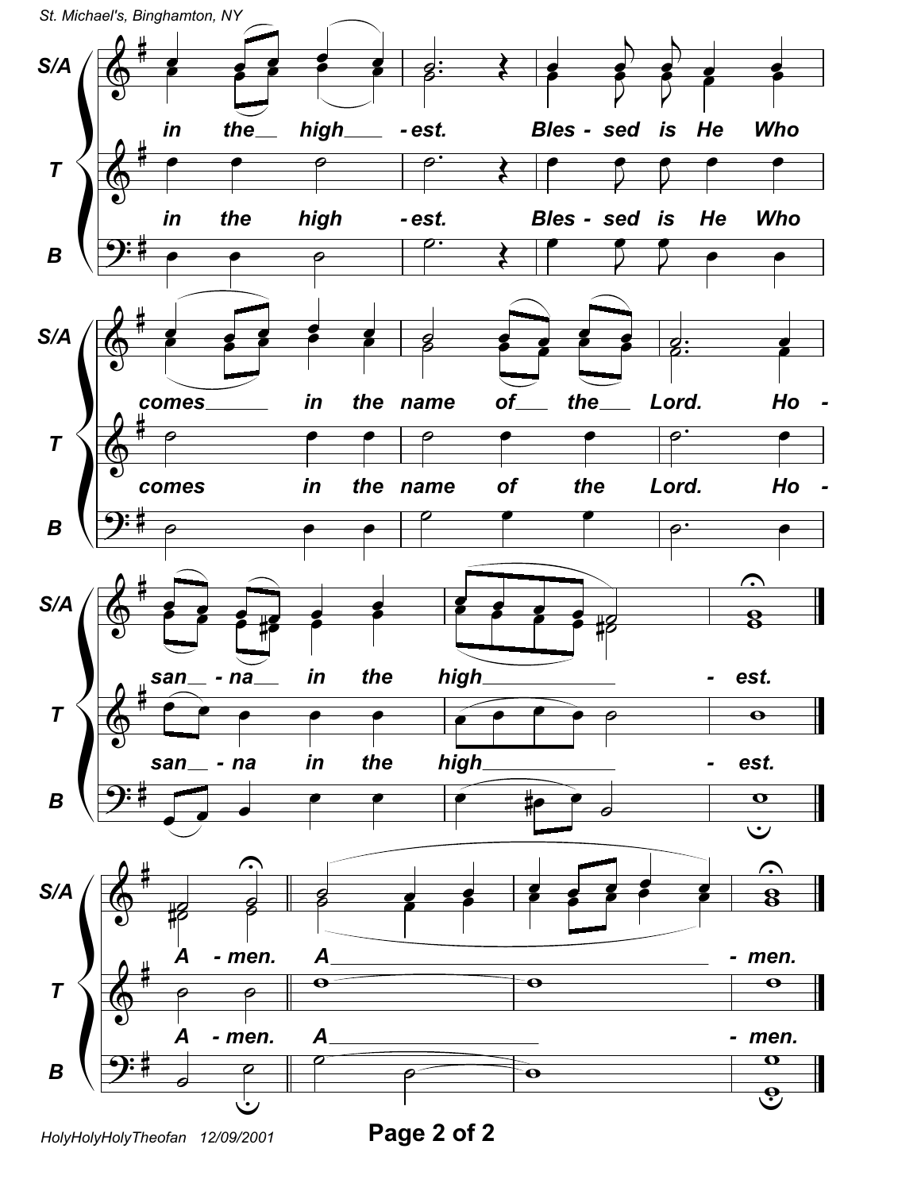S/A: in the__ high___ -est. Bles - sed is He Who

T: in the high -est. Bles - sed is He Who

B

S/A: comes_____ in the name of___ the___ Lord. Ho -

T: comes in the name of the Lord. Ho -

B

S/A: san__ - na__ in the high____________ - est.

T: san__ - na in the high____________ - est.

B

S/A: A - men. A__________________________________ - men.

T: A - men. A____________________ - men.

B